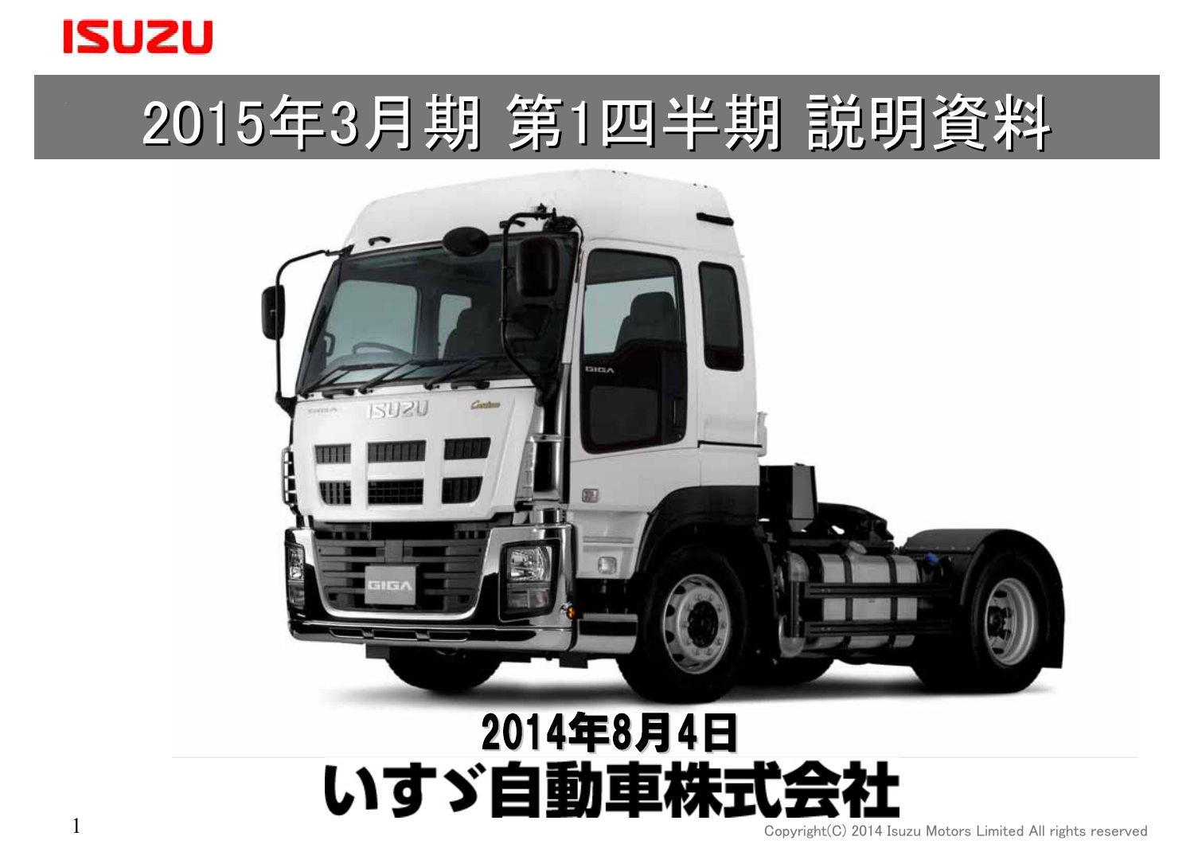ISUZU

# 2015年3月期 第1四半期 説明資料

2014年8月4日

いすゞ自動車株式会社

Copyright(C) 2014 Isuzu Motors Limited All rights reserved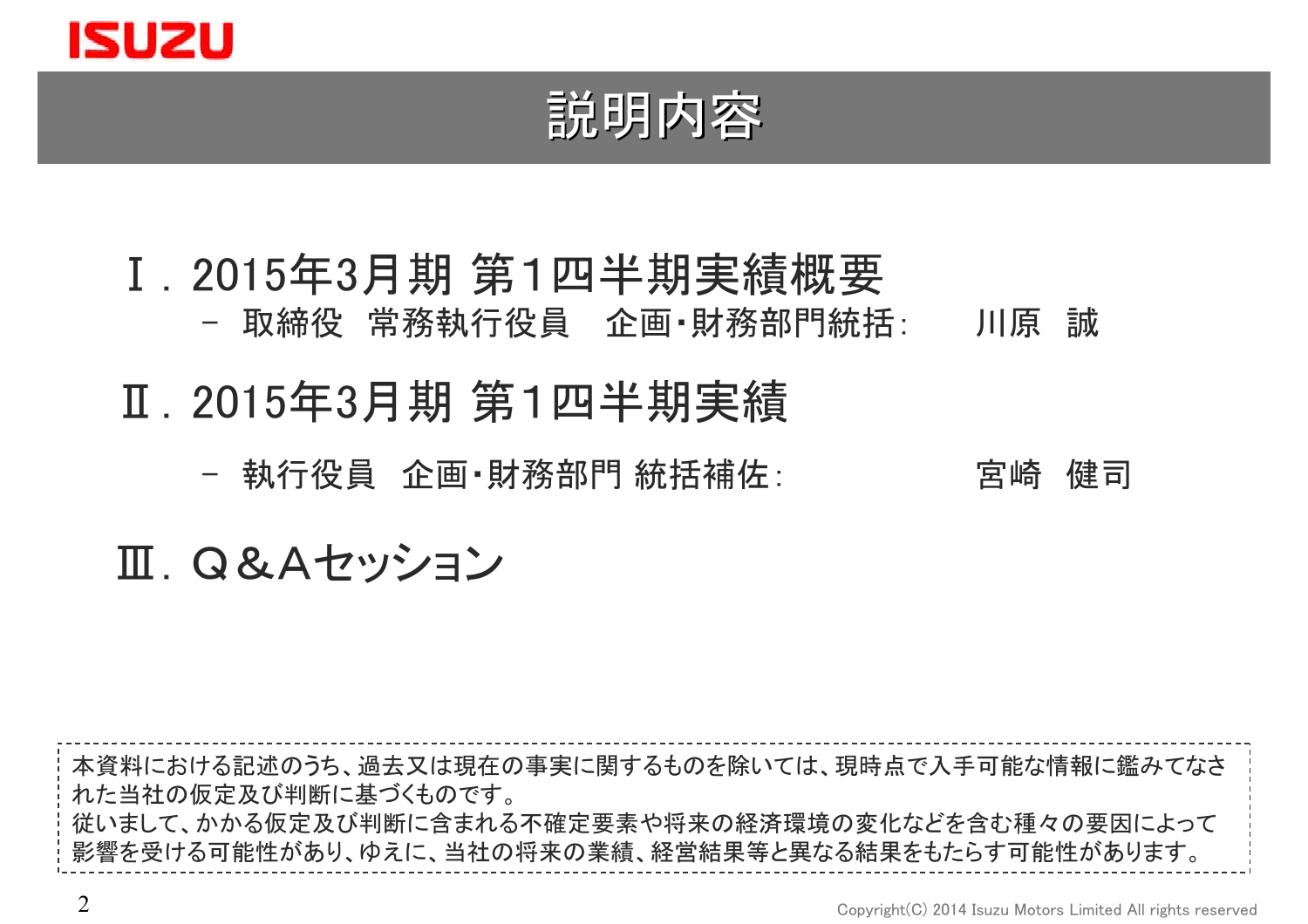# 説明内容

## Ⅰ. 2015年3月期 第1四半期実績概要

－ 取締役　常務執行役員　企画･財務部門統括:　　川原　誠

## Ⅱ. 2015年3月期 第1四半期実績

－ 執行役員　企画･財務部門 統括補佐:　　宮崎　健司

## Ⅲ. Ｑ＆Ａセッション

本資料における記述のうち、過去又は現在の事実に関するものを除いては、現時点で入手可能な情報に鑑みてなされた当社の仮定及び判断に基づくものです。
従いまして、かかる仮定及び判断に含まれる不確定要素や将来の経済環境の変化などを含む種々の要因によって影響を受ける可能性があり、ゆえに、当社の将来の業績、経営結果等と異なる結果をもたらす可能性があります。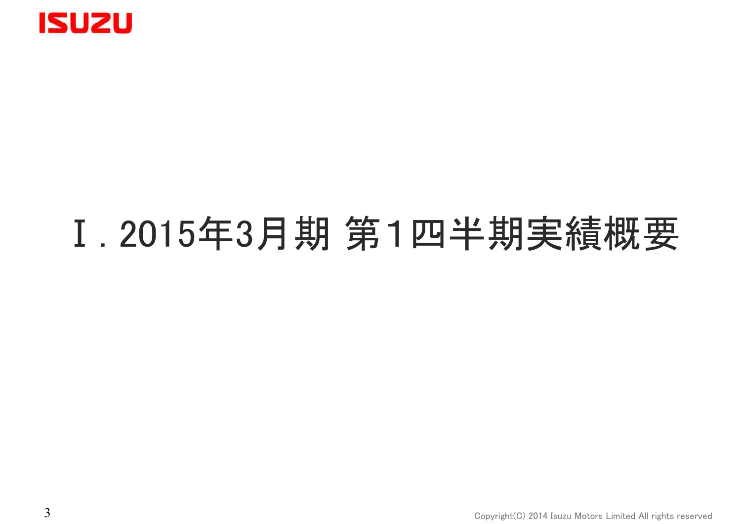# Ⅰ. 2015年3月期 第1四半期実績概要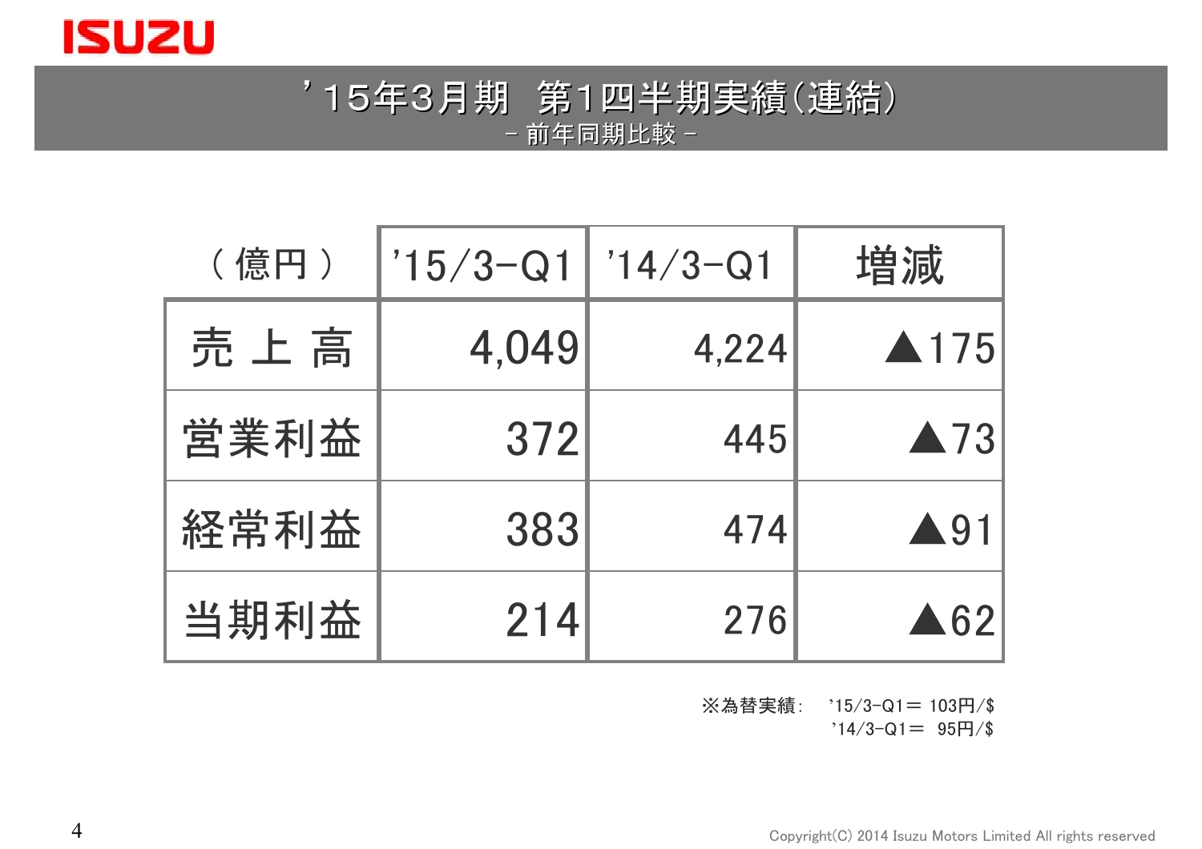# ’15年3月期　第1四半期実績(連結)

－ 前年同期比較 －

| （億円） | '15/3-Q1 | '14/3-Q1 | 増減 |
|---|---|---|---|
| 売 上 高 | 4,049 | 4,224 | ▲175 |
| 営業利益 | 372 | 445 | ▲73 |
| 経常利益 | 383 | 474 | ▲91 |
| 当期利益 | 214 | 276 | ▲62 |

※為替実績:　'15/3-Q1＝ 103円/$
'14/3-Q1＝　95円/$

Copyright(C) 2014 Isuzu Motors Limited All rights reserved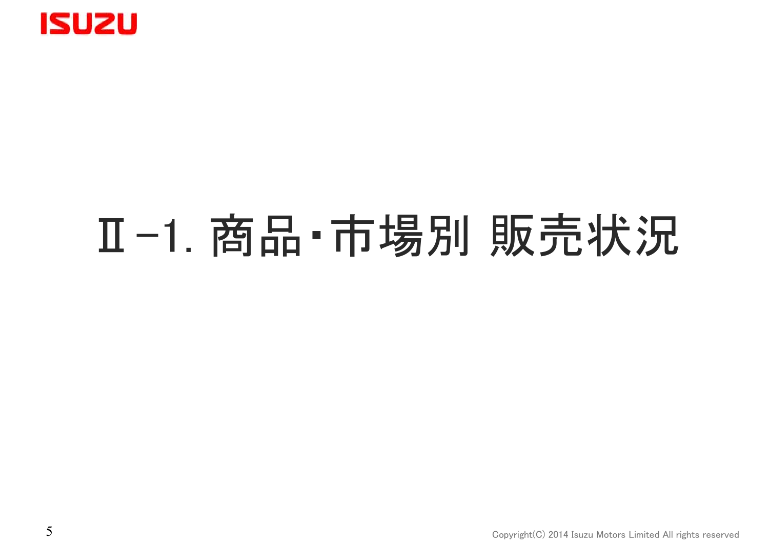# Ⅱ-1. 商品・市場別 販売状況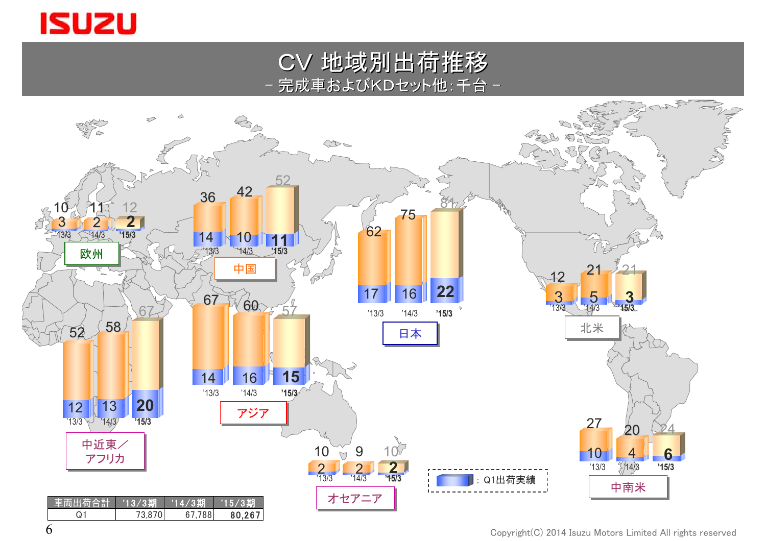# CV 地域別出荷推移

－ 完成車およびKDセット他：千台 －

| 地域 | '13/3 | '14/3 | '15/3 |
|---|---|---|---|
| 欧州 | 10 (Q1: 3) | 11 (Q1: 2) | 12 (Q1: 2) |
| 中国 | 36 (Q1: 14) | 42 (Q1: 10) | 52 (Q1: 11) |
| 日本 | 62 (Q1: 17) | 75 (Q1: 16) | 81 (Q1: 22) |
| 北米 | 12 (Q1: 3) | 21 (Q1: 5) | 21 (Q1: 3) |
| 中近東／アフリカ | 52 (Q1: 12) | 58 (Q1: 13) | 67 (Q1: 20) |
| アジア | 67 (Q1: 14) | 60 (Q1: 16) | 57 (Q1: 15) |
| オセアニア | 10 (Q1: 2) | 9 (Q1: 2) | 10 (Q1: 2) |
| 中南米 | 27 (Q1: 10) | 20 (Q1: 4) | 24 (Q1: 6) |

：Q1出荷実績

| 車両出荷合計 | '13/3期 | '14/3期 | '15/3期 |
|---|---|---|---|
| Q1 | 73,870 | 67,788 | **80,267** |

Copyright(C) 2014 Isuzu Motors Limited All rights reserved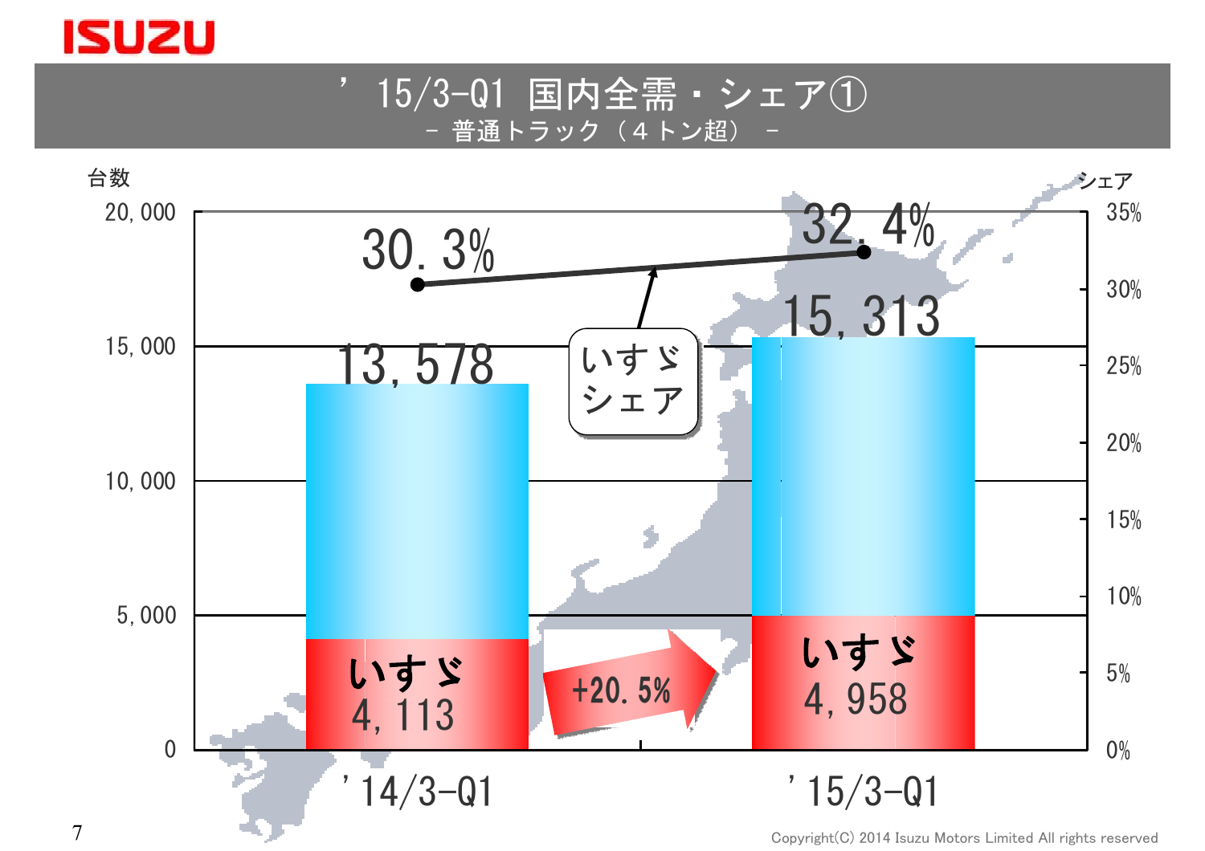# ’15/3-Q1 国内全需・シェア①

## - 普通トラック（４トン超） -

| | ’14/3-Q1 | ’15/3-Q1 |
|---|---|---|
| 全需（台数） | 13,578 | 15,313 |
| いすゞ（台数） | 4,113 | 4,958 |
| いすゞシェア | 30.3% | 32.4% |

いすゞ：+20.5%

Copyright(C) 2014 Isuzu Motors Limited All rights reserved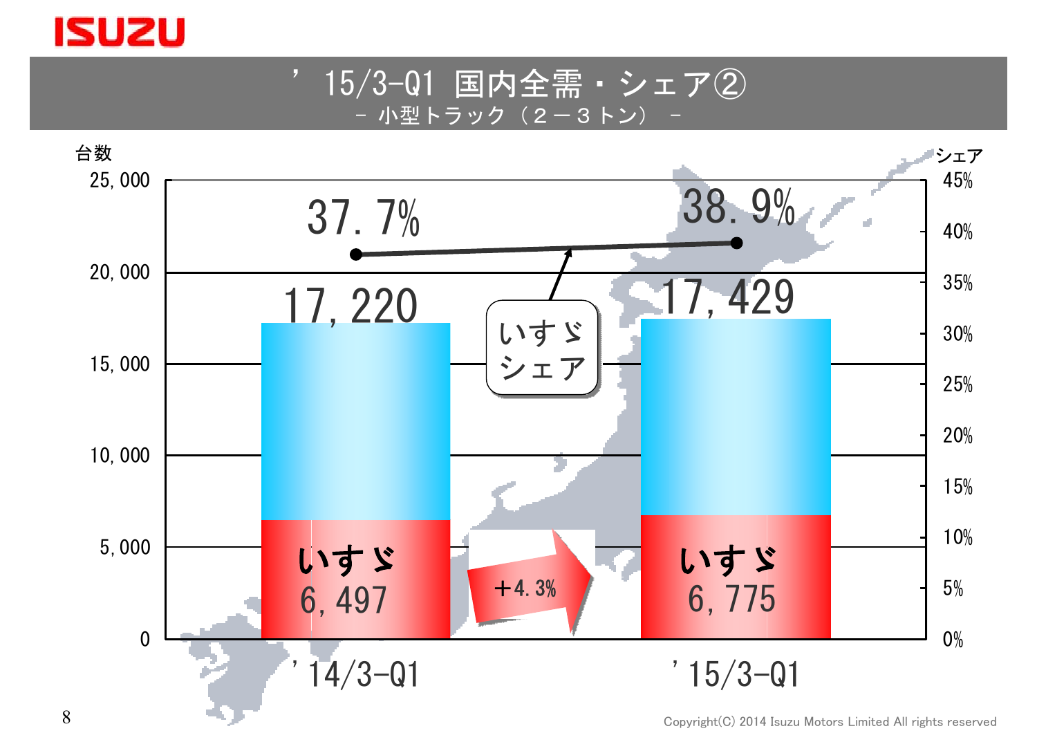# ’15/3-Q1 国内全需・シェア②

## －小型トラック（２－３トン）－

台数

シェア

| | ’14/3-Q1 | ’15/3-Q1 |
|---|---|---|
| 全需 | 17,220 | 17,429 |
| いすゞ | 6,497 | 6,775 |
| いすゞシェア | 37.7% | 38.9% |

＋4.3%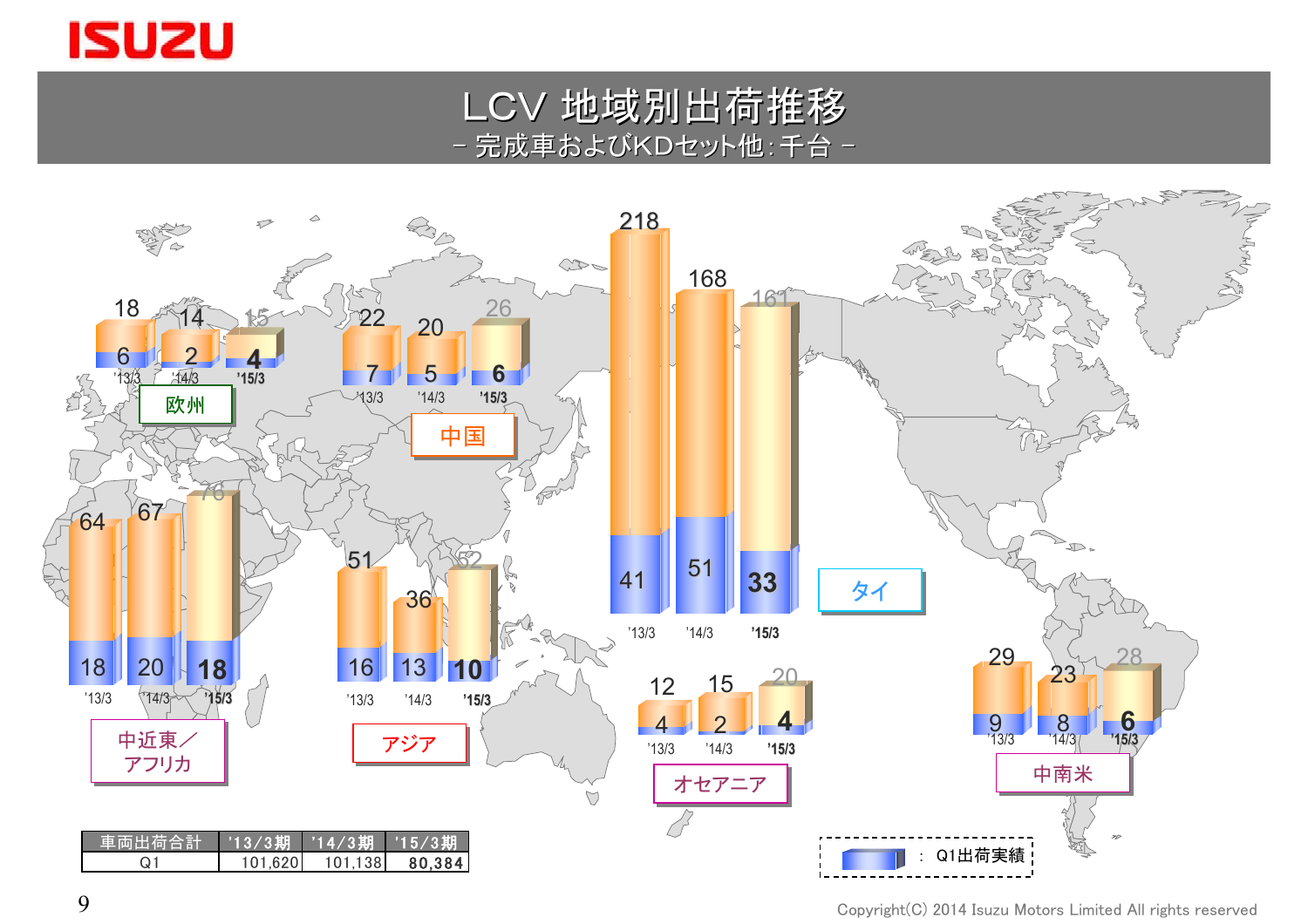# LCV 地域別出荷推移

－ 完成車およびKDセット他：千台 －

| 地域 | '13/3 | '14/3 | '15/3 |
| --- | --- | --- | --- |
| 欧州 | 18 (Q1: 6) | 14 (Q1: 2) | 15 (Q1: 4) |
| 中国 | 22 (Q1: 7) | 20 (Q1: 5) | 26 (Q1: 6) |
| タイ | 218 (Q1: 41) | 168 (Q1: 51) | 161 (Q1: 33) |
| 中近東／アフリカ | 64 (Q1: 18) | 67 (Q1: 20) | 76 (Q1: 18) |
| アジア | 51 (Q1: 16) | 36 (Q1: 13) | 52 (Q1: 10) |
| オセアニア | 12 (Q1: 4) | 15 (Q1: 2) | 20 (Q1: 4) |
| 中南米 | 29 (Q1: 9) | 23 (Q1: 8) | 28 (Q1: 6) |

| 車両出荷合計 | '13/3期 | '14/3期 | '15/3期 |
| --- | --- | --- | --- |
| Q1 | 101,620 | 101,138 | **80,384** |

凡例：Q1出荷実績

Copyright(C) 2014 Isuzu Motors Limited All rights reserved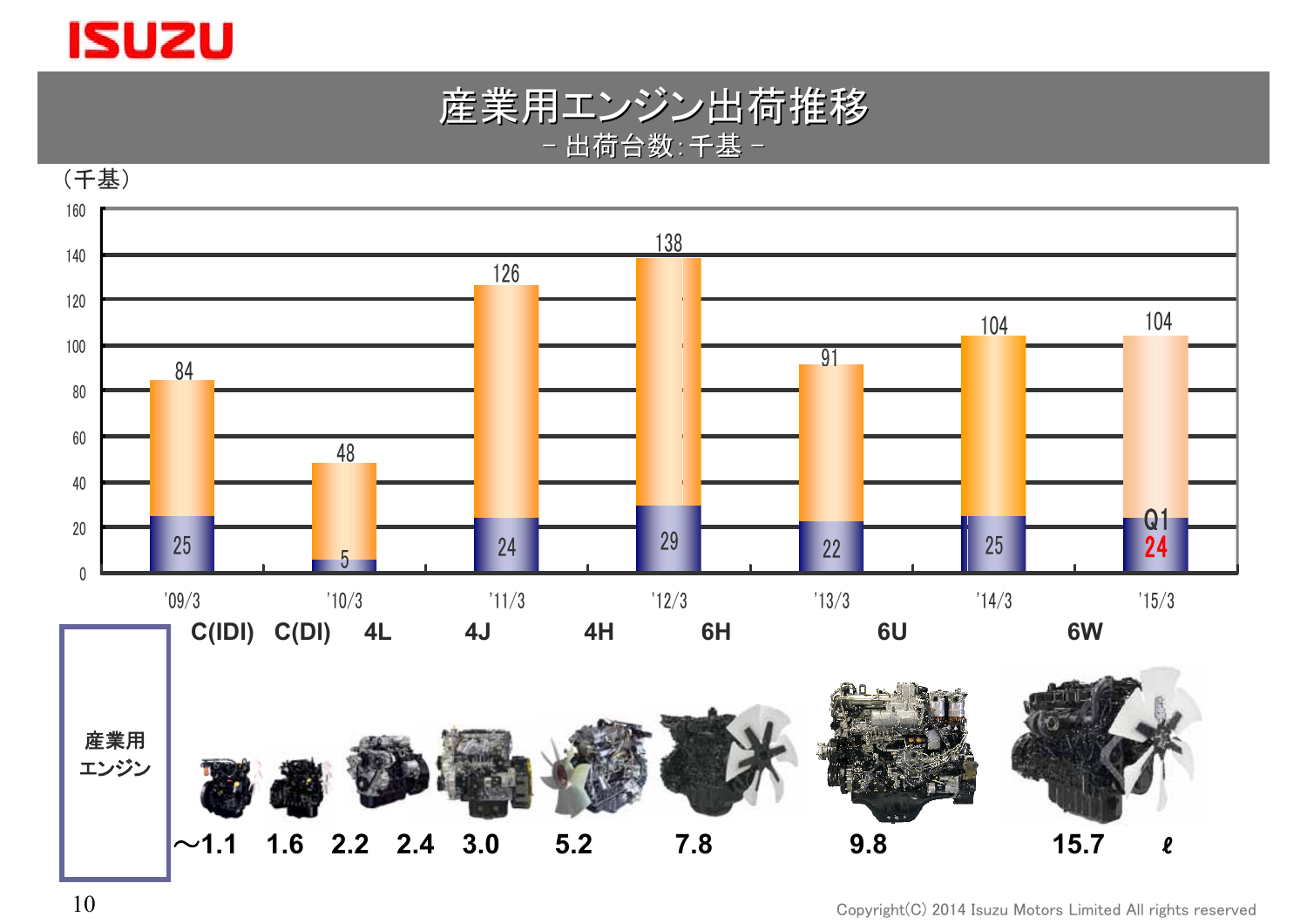# 産業用エンジン出荷推移

－ 出荷台数:千基 －

（千基）

| | '09/3 | '10/3 | '11/3 | '12/3 | '13/3 | '14/3 | '15/3 |
|---|---|---|---|---|---|---|---|
| 合計 | 84 | 48 | 126 | 138 | 91 | 104 | 104 |
| Q1 | 25 | 5 | 24 | 29 | 22 | 25 | 24 |

産業用エンジン

| C(IDI) | C(DI) | 4L | 4J | 4H | 6H | 6U | 6W |
|---|---|---|---|---|---|---|---|
| ～1.1 | 1.6 | 2.2 | 2.4 | 3.0 | 5.2 | 7.8 | 9.8 | 

15.7 ℓ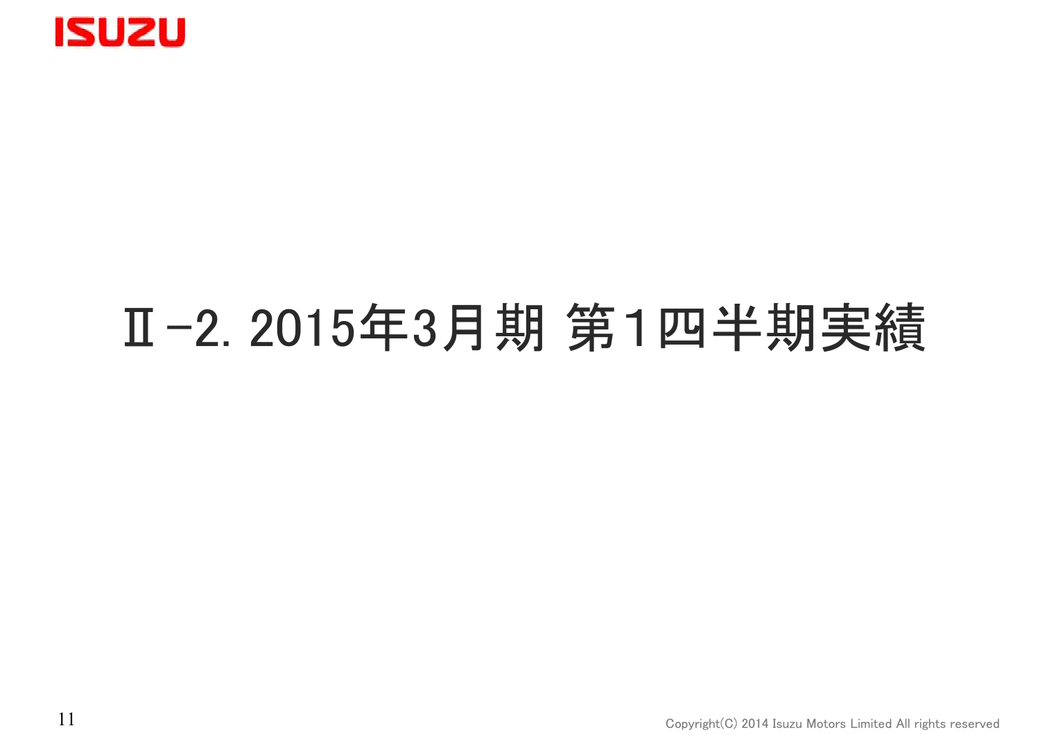# Ⅱ-2. 2015年3月期 第1四半期実績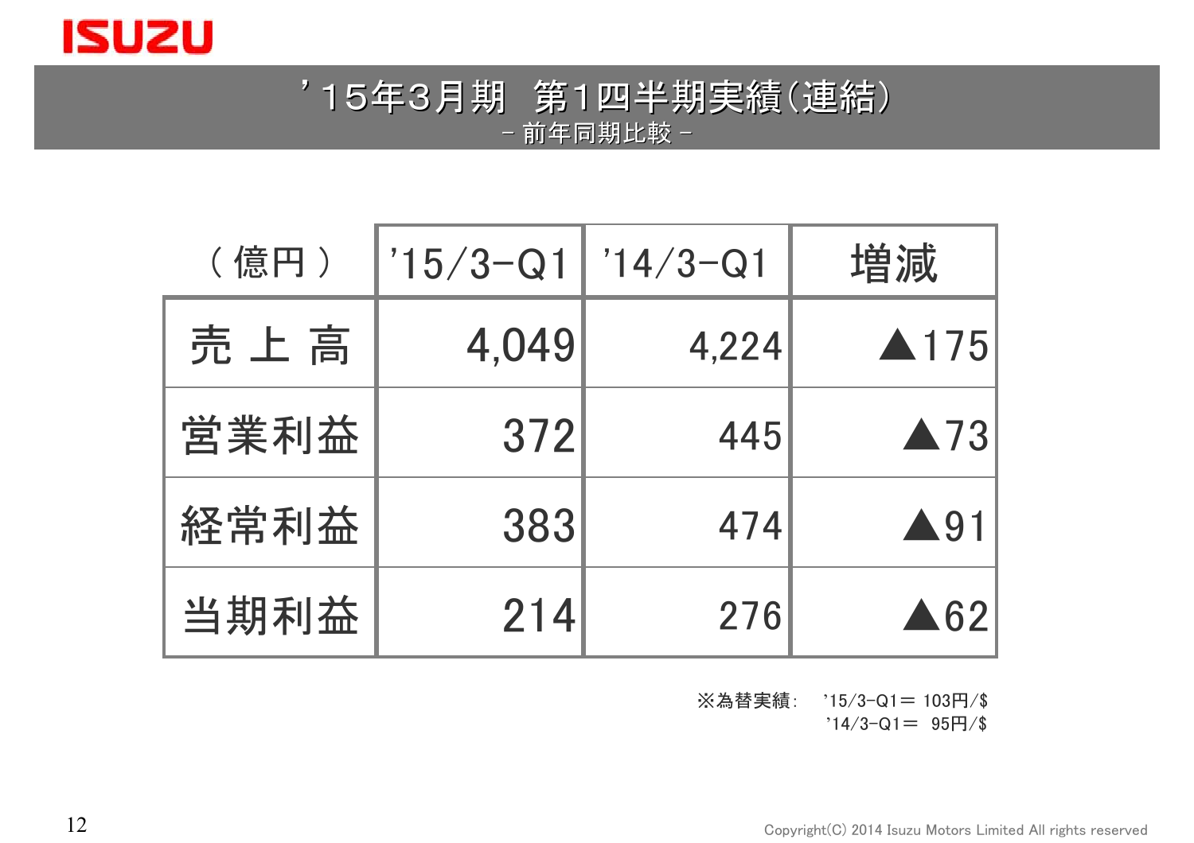# ’15年3月期　第1四半期実績(連結)

－ 前年同期比較 －

| （億円） | '15/3-Q1 | '14/3-Q1 | 増減 |
|---|---|---|---|
| 売 上 高 | 4,049 | 4,224 | ▲175 |
| 営業利益 | 372 | 445 | ▲73 |
| 経常利益 | 383 | 474 | ▲91 |
| 当期利益 | 214 | 276 | ▲62 |

※為替実績:　'15/3-Q1＝ 103円/$
　　　　　　'14/3-Q1＝ 95円/$

Copyright(C) 2014 Isuzu Motors Limited All rights reserved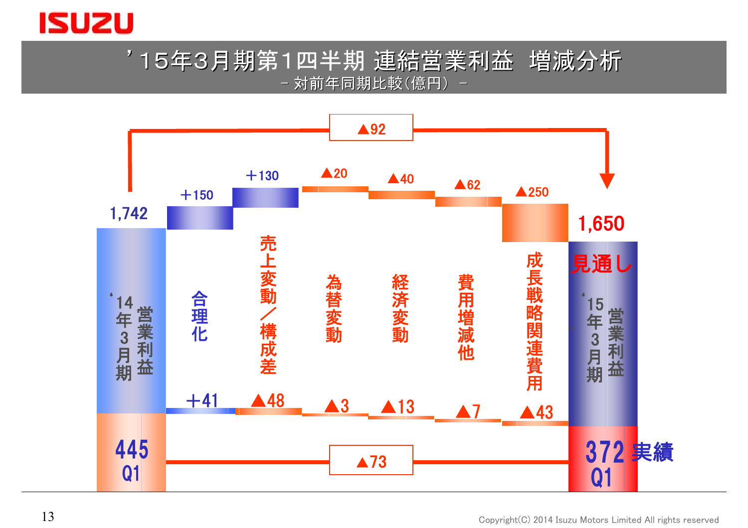# ’15年3月期第1四半期 連結営業利益 増減分析

－ 対前年同期比較（億円） －

| 項目 | 見通し（通期） | 実績（Q1） |
|---|---|---|
| ‘14年3月期 営業利益 | 1,742 | 445 |
| 合理化 | ＋150 | ＋41 |
| 売上変動／構成差 | ＋130 | ▲48 |
| 為替変動 | ▲20 | ▲3 |
| 経済変動 | ▲40 | ▲13 |
| 費用増減他 | ▲62 | ▲7 |
| 成長戦略関連費用 | ▲250 | ▲43 |
| ‘15年3月期 営業利益 | 1,650 | 372 |
| 増減 | ▲92 | ▲73 |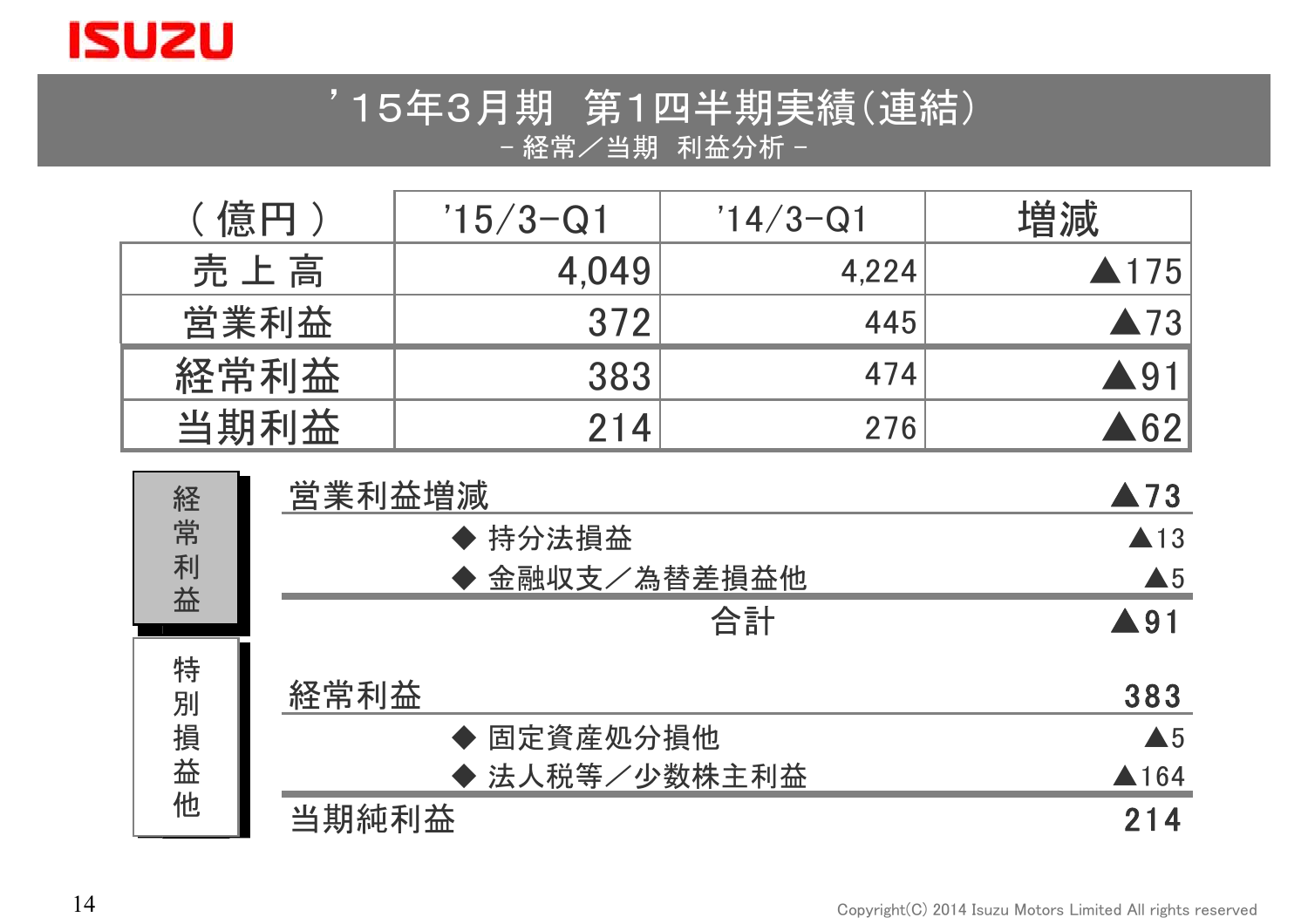# ’15年3月期　第1四半期実績(連結)

－ 経常／当期　利益分析 －

| ( 億円 ) | ’15/3-Q1 | ’14/3-Q1 | 増減 |
|---|---|---|---|
| 売 上 高 | 4,049 | 4,224 | ▲175 |
| 営業利益 | 372 | 445 | ▲73 |
| 経常利益 | 383 | 474 | ▲91 |
| 当期利益 | 214 | 276 | ▲62 |

| 区分 | 項目 | 金額 |
|---|---|---|
| 経常利益 | 営業利益増減 | ▲73 |
| | ◆ 持分法損益 | ▲13 |
| | ◆ 金融収支／為替差損益他 | ▲5 |
| | 合計 | ▲91 |
| 特別損益他 | 経常利益 | 383 |
| | ◆ 固定資産処分損他 | ▲5 |
| | ◆ 法人税等／少数株主利益 | ▲164 |
| | 当期純利益 | 214 |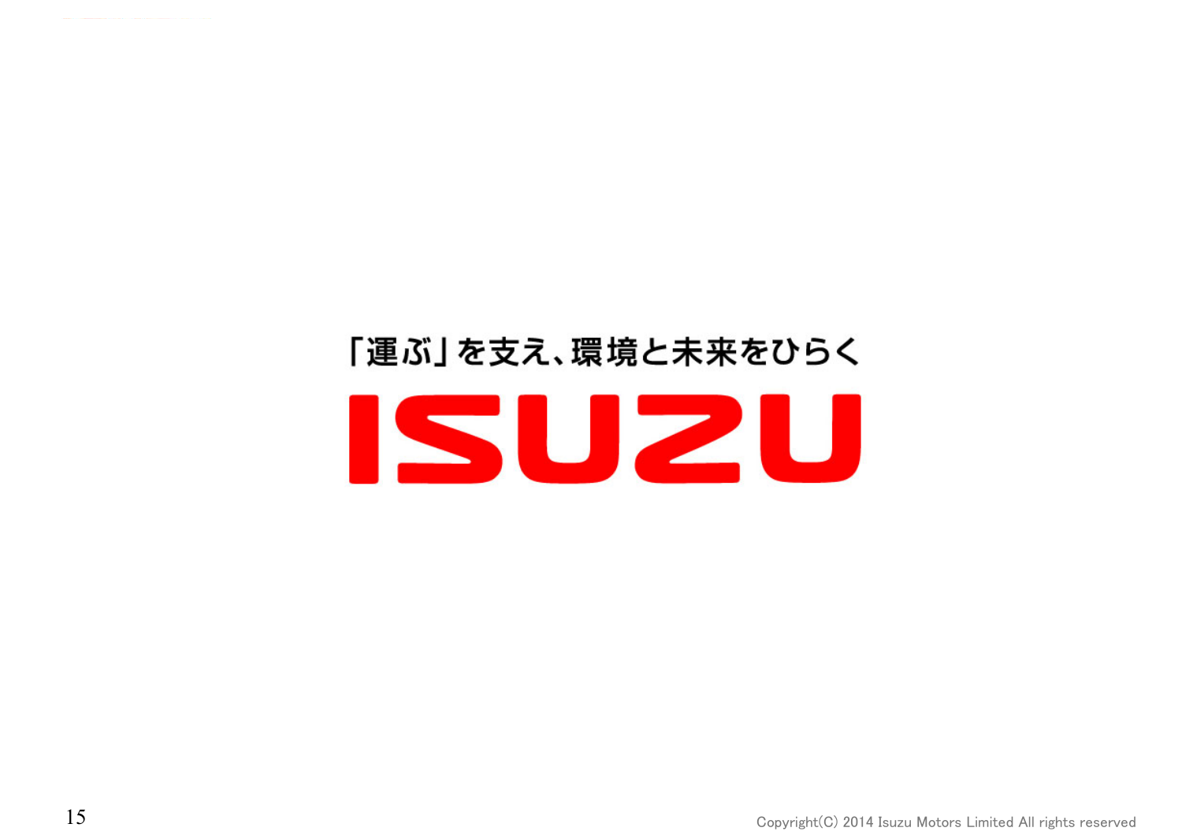「運ぶ」を支え、環境と未来をひらく

ISUZU

Copyright(C) 2014 Isuzu Motors Limited All rights reserved